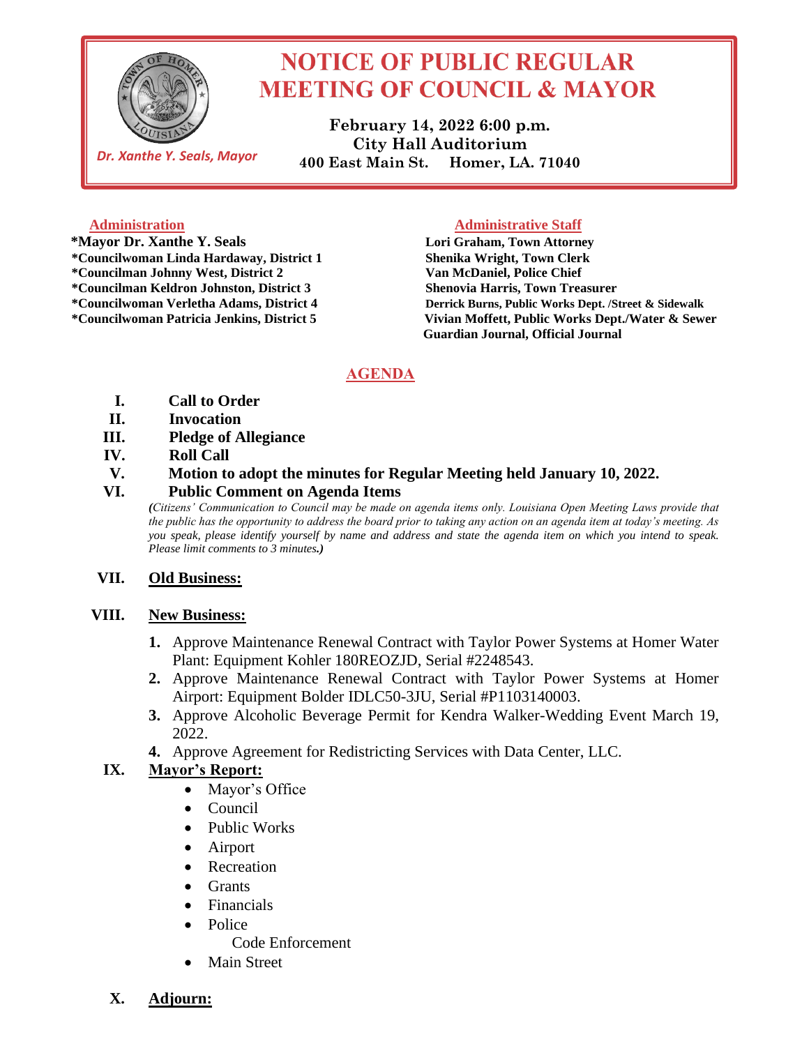# NOTICE OF PUBLIC REGULAR MEETING OF COUNCIL & MAYOR

*Dr. Xanthe Y. Seals, Mayor*

**February 14, 2022 6:00 p.m.**
**City Hall Auditorium**
**400 East Main St.   Homer, LA. 71040**

**Administration**

**\*Mayor Dr. Xanthe Y. Seals**
**\*Councilwoman Linda Hardaway, District 1**
**\*Councilman Johnny West, District 2**
**\*Councilman Keldron Johnston, District 3**
**\*Councilwoman Verletha Adams, District 4**
**\*Councilwoman Patricia Jenkins, District 5**

**Administrative Staff**

**Lori Graham, Town Attorney**
**Shenika Wright, Town Clerk**
**Van McDaniel, Police Chief**
**Shenovia Harris, Town Treasurer**
**Derrick Burns, Public Works Dept. /Street & Sidewalk**
**Vivian Moffett, Public Works Dept./Water & Sewer**
**Guardian Journal, Official Journal**

## AGENDA

I. **Call to Order**

II. **Invocation**

III. **Pledge of Allegiance**

IV. **Roll Call**

V. **Motion to adopt the minutes for Regular Meeting held January 10, 2022.**

VI. **Public Comment on Agenda Items**

*(Citizens' Communication to Council may be made on agenda items only. Louisiana Open Meeting Laws provide that the public has the opportunity to address the board prior to taking any action on an agenda item at today's meeting. As you speak, please identify yourself by name and address and state the agenda item on which you intend to speak. Please limit comments to 3 minutes.)*

VII. **Old Business:**

VIII. **New Business:**

1. Approve Maintenance Renewal Contract with Taylor Power Systems at Homer Water Plant: Equipment Kohler 180REOZJD, Serial #2248543.
2. Approve Maintenance Renewal Contract with Taylor Power Systems at Homer Airport: Equipment Bolder IDLC50-3JU, Serial #P1103140003.
3. Approve Alcoholic Beverage Permit for Kendra Walker-Wedding Event March 19, 2022.
4. Approve Agreement for Redistricting Services with Data Center, LLC.

IX. **Mayor's Report:**

- Mayor's Office
- Council
- Public Works
- Airport
- Recreation
- Grants
- Financials
- Police
  - Code Enforcement
- Main Street

X. **Adjourn:**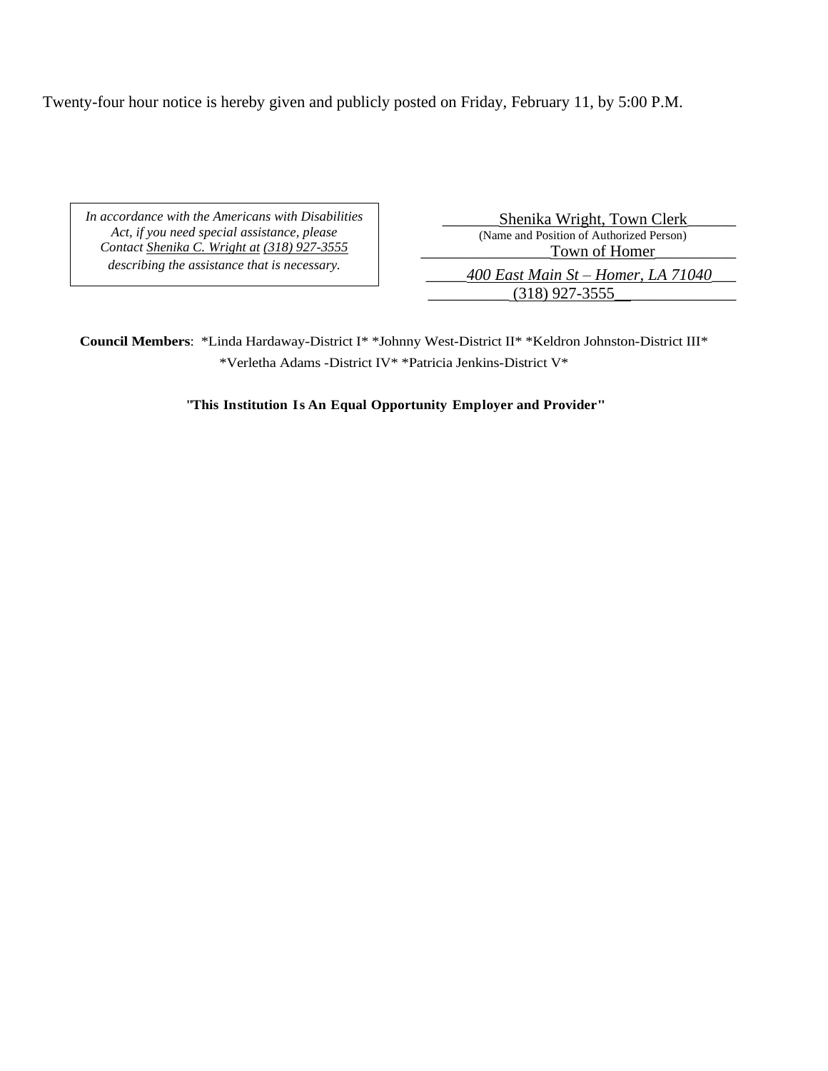Twenty-four hour notice is hereby given and publicly posted on Friday, February 11, by 5:00 P.M.

*In accordance with the Americans with Disabilities Act, if you need special assistance, please Contact Shenika C. Wright at (318) 927-3555 describing the assistance that is necessary.*

Shenika Wright, Town Clerk
(Name and Position of Authorized Person)
Town of Homer
*400 East Main St – Homer, LA 71040*
(318) 927-3555

**Council Members**: *Linda Hardaway-District I* *Johnny West-District II* *Keldron Johnston-District III* *Verletha Adams -District IV* *Patricia Jenkins-District V*

**"This Institution Is An Equal Opportunity Employer and Provider"**